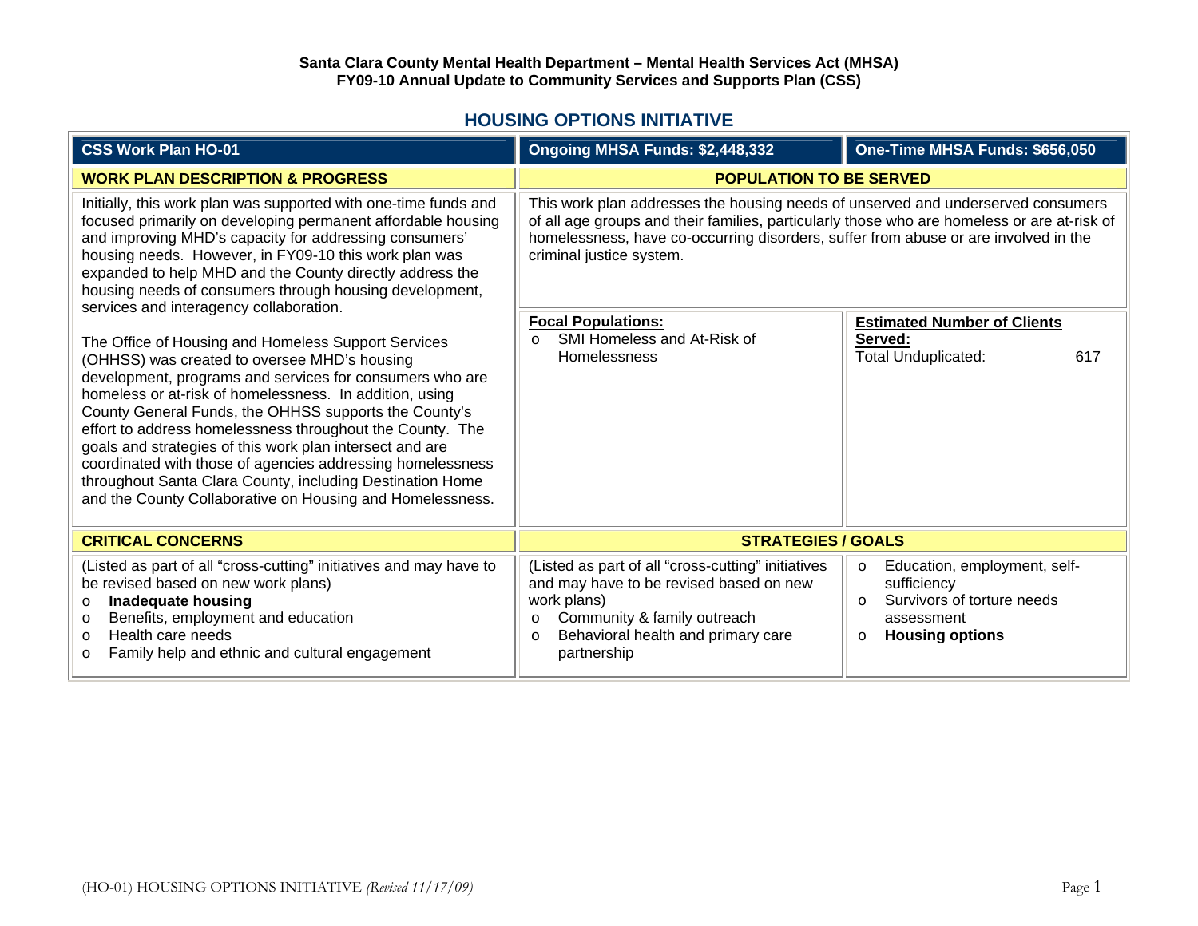**Santa Clara County Mental Health Department – Mental Health Services Act (MHSA)**
**FY09-10 Annual Update to Community Services and Supports Plan (CSS)**

## HOUSING OPTIONS INITIATIVE

| CSS Work Plan HO-01 | Ongoing MHSA Funds: $2,448,332 | One-Time MHSA Funds: $656,050 |
|---|---|---|
| **WORK PLAN DESCRIPTION & PROGRESS** | **POPULATION TO BE SERVED** | |
| Initially, this work plan was supported with one-time funds and focused primarily on developing permanent affordable housing and improving MHD's capacity for addressing consumers' housing needs. However, in FY09-10 this work plan was expanded to help MHD and the County directly address the housing needs of consumers through housing development, services and interagency collaboration.<br><br>The Office of Housing and Homeless Support Services (OHHSS) was created to oversee MHD's housing development, programs and services for consumers who are homeless or at-risk of homelessness. In addition, using County General Funds, the OHHSS supports the County's effort to address homelessness throughout the County. The goals and strategies of this work plan intersect and are coordinated with those of agencies addressing homelessness throughout Santa Clara County, including Destination Home and the County Collaborative on Housing and Homelessness. | This work plan addresses the housing needs of unserved and underserved consumers of all age groups and their families, particularly those who are homeless or are at-risk of homelessness, have co-occurring disorders, suffer from abuse or are involved in the criminal justice system.<br><br>**Focal Populations:**<br>o SMI Homeless and At-Risk of Homelessness | <br><br><br><br>**Estimated Number of Clients Served:**<br>Total Unduplicated: 617 |
| **CRITICAL CONCERNS** | **STRATEGIES / GOALS** | |
| (Listed as part of all "cross-cutting" initiatives and may have to be revised based on new work plans)<br>o **Inadequate housing**<br>o Benefits, employment and education<br>o Health care needs<br>o Family help and ethnic and cultural engagement | (Listed as part of all "cross-cutting" initiatives and may have to be revised based on new work plans)<br>o Community & family outreach<br>o Behavioral health and primary care partnership | o Education, employment, self-sufficiency<br>o Survivors of torture needs assessment<br>o **Housing options** |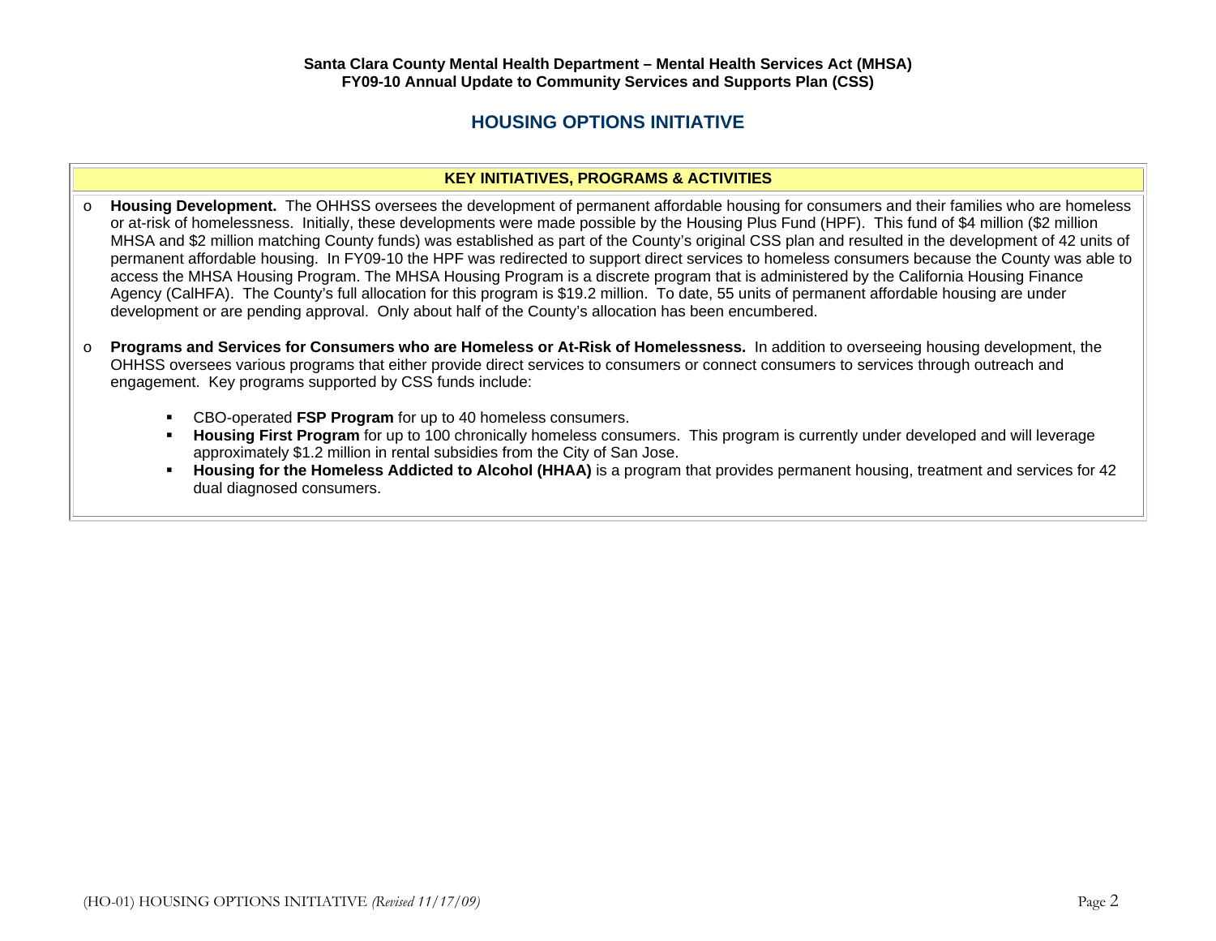## HOUSING OPTIONS INITIATIVE

### KEY INITIATIVES, PROGRAMS & ACTIVITIES

- **Housing Development.** The OHHSS oversees the development of permanent affordable housing for consumers and their families who are homeless or at-risk of homelessness. Initially, these developments were made possible by the Housing Plus Fund (HPF). This fund of $4 million ($2 million MHSA and $2 million matching County funds) was established as part of the County's original CSS plan and resulted in the development of 42 units of permanent affordable housing. In FY09-10 the HPF was redirected to support direct services to homeless consumers because the County was able to access the MHSA Housing Program. The MHSA Housing Program is a discrete program that is administered by the California Housing Finance Agency (CalHFA). The County's full allocation for this program is $19.2 million. To date, 55 units of permanent affordable housing are under development or are pending approval. Only about half of the County's allocation has been encumbered.

- **Programs and Services for Consumers who are Homeless or At-Risk of Homelessness.** In addition to overseeing housing development, the OHHSS oversees various programs that either provide direct services to consumers or connect consumers to services through outreach and engagement. Key programs supported by CSS funds include:

  - CBO-operated **FSP Program** for up to 40 homeless consumers.
  - **Housing First Program** for up to 100 chronically homeless consumers. This program is currently under developed and will leverage approximately $1.2 million in rental subsidies from the City of San Jose.
  - **Housing for the Homeless Addicted to Alcohol (HHAA)** is a program that provides permanent housing, treatment and services for 42 dual diagnosed consumers.